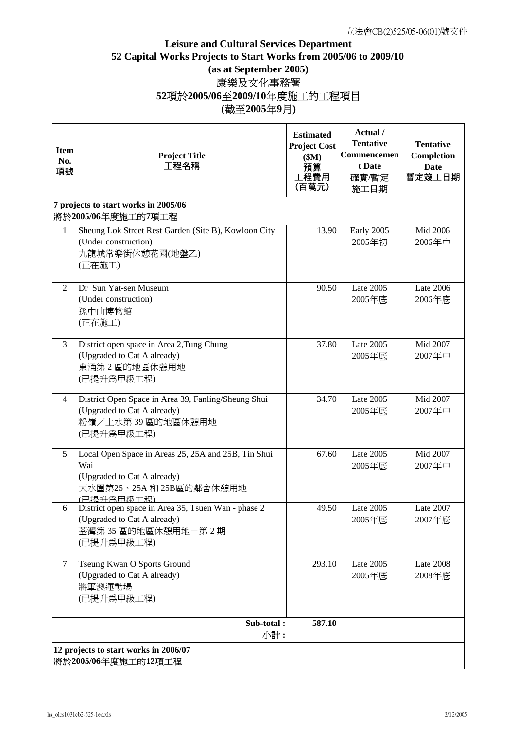立法會CB(2)525/05-06(01)號文件

# Leisure and Cultural Services Department
## 52 Capital Works Projects to Start Works from 2005/06 to 2009/10
## (as at September 2005)
## 康樂及文化事務署
## 52項於2005/06至2009/10年度施工的工程項目
## (截至2005年9月)

| Item No. 項號 | Project Title 工程名稱 | Estimated Project Cost ($M) 預算工程費用 (百萬元) | Actual / Tentative Commencement Date 確實/暫定施工日期 | Tentative Completion Date 暫定竣工日期 |
|---|---|---|---|---|
| **7 projects to start works in 2005/06 將於2005/06年度施工的7項工程** | | | | |
| 1 | Sheung Lok Street Rest Garden (Site B), Kowloon City (Under construction) 九龍城常樂街休憩花園(地盤乙) (正在施工) | 13.90 | Early 2005 2005年初 | Mid 2006 2006年中 |
| 2 | Dr Sun Yat-sen Museum (Under construction) 孫中山博物館 (正在施工) | 90.50 | Late 2005 2005年底 | Late 2006 2006年底 |
| 3 | District open space in Area 2,Tung Chung (Upgraded to Cat A already) 東涌第 2 區的地區休憩用地 (已提升為甲級工程) | 37.80 | Late 2005 2005年底 | Mid 2007 2007年中 |
| 4 | District Open Space in Area 39, Fanling/Sheung Shui (Upgraded to Cat A already) 粉嶺／上水第 39 區的地區休憩用地 (已提升為甲級工程) | 34.70 | Late 2005 2005年底 | Mid 2007 2007年中 |
| 5 | Local Open Space in Areas 25, 25A and 25B, Tin Shui Wai (Upgraded to Cat A already) 天水圍第25、25A 和 25B區的鄰舍休憩用地 (已提升為甲級工程) | 67.60 | Late 2005 2005年底 | Mid 2007 2007年中 |
| 6 | District open space in Area 35, Tsuen Wan - phase 2 (Upgraded to Cat A already) 荃灣第 35 區的地區休憩用地－第 2 期 (已提升為甲級工程) | 49.50 | Late 2005 2005年底 | Late 2007 2007年底 |
| 7 | Tseung Kwan O Sports Ground (Upgraded to Cat A already) 將軍澳運動場 (已提升為甲級工程) | 293.10 | Late 2005 2005年底 | Late 2008 2008年底 |
| | **Sub-total : 小計 :** | **587.10** | | |
| **12 projects to start works in 2006/07 將於2005/06年度施工的12項工程** | | | | |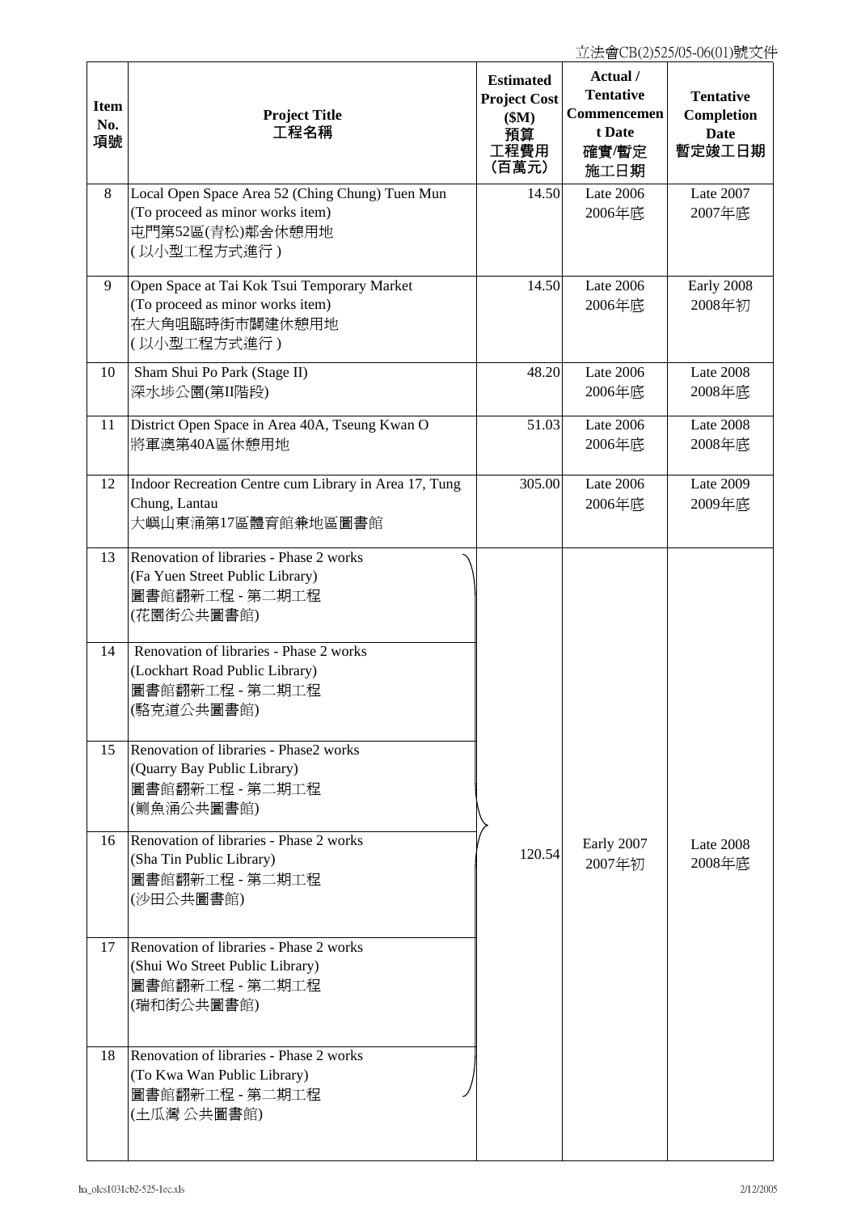立法會CB(2)525/05-06(01)號文件

| Item No. 項號 | Project Title 工程名稱 | Estimated Project Cost ($M) 預算工程費用 (百萬元) | Actual / Tentative Commencement Date 確實/暫定施工日期 | Tentative Completion Date 暫定竣工日期 |
|---|---|---|---|---|
| 8 | Local Open Space Area 52 (Ching Chung) Tuen Mun (To proceed as minor works item) 屯門第52區(青松)鄰舍休憩用地 (以小型工程方式進行) | 14.50 | Late 2006 2006年底 | Late 2007 2007年底 |
| 9 | Open Space at Tai Kok Tsui Temporary Market (To proceed as minor works item) 在大角咀臨時街市闢建休憩用地 (以小型工程方式進行) | 14.50 | Late 2006 2006年底 | Early 2008 2008年初 |
| 10 | Sham Shui Po Park (Stage II) 深水埗公園(第II階段) | 48.20 | Late 2006 2006年底 | Late 2008 2008年底 |
| 11 | District Open Space in Area 40A, Tseung Kwan O 將軍澳第40A區休憩用地 | 51.03 | Late 2006 2006年底 | Late 2008 2008年底 |
| 12 | Indoor Recreation Centre cum Library in Area 17, Tung Chung, Lantau 大嶼山東涌第17區體育館兼地區圖書館 | 305.00 | Late 2006 2006年底 | Late 2009 2009年底 |
| 13 | Renovation of libraries - Phase 2 works (Fa Yuen Street Public Library) 圖書館翻新工程 - 第二期工程 (花園街公共圖書館) | 120.54 (items 13–18) | Early 2007 2007年初 | Late 2008 2008年底 |
| 14 | Renovation of libraries - Phase 2 works (Lockhart Road Public Library) 圖書館翻新工程 - 第二期工程 (駱克道公共圖書館) | | | |
| 15 | Renovation of libraries - Phase2 works (Quarry Bay Public Library) 圖書館翻新工程 - 第二期工程 (鰂魚涌公共圖書館) | | | |
| 16 | Renovation of libraries - Phase 2 works (Sha Tin Public Library) 圖書館翻新工程 - 第二期工程 (沙田公共圖書館) | | | |
| 17 | Renovation of libraries - Phase 2 works (Shui Wo Street Public Library) 圖書館翻新工程 - 第二期工程 (瑞和街公共圖書館) | | | |
| 18 | Renovation of libraries - Phase 2 works (To Kwa Wan Public Library) 圖書館翻新工程 - 第二期工程 (土瓜灣 公共圖書館) | | | |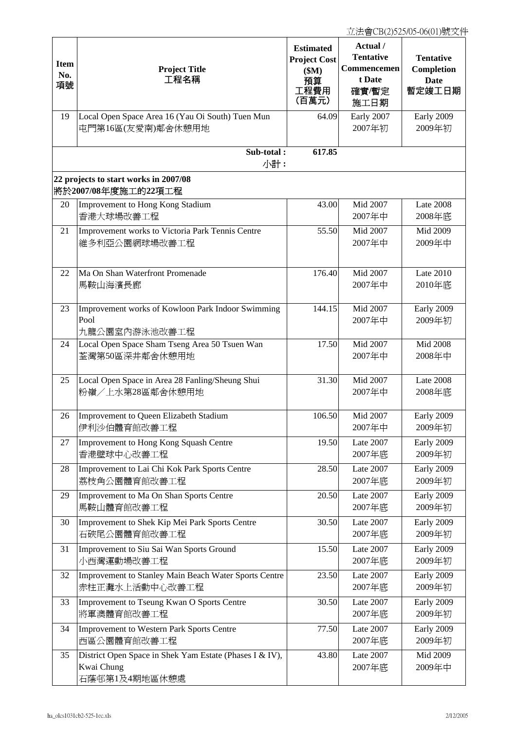立法會CB(2)525/05-06(01)號文件

| Item No. 項號 | Project Title 工程名稱 | Estimated Project Cost ($M) 預算工程費用 (百萬元) | Actual / Tentative Commencement Date 確實/暫定施工日期 | Tentative Completion Date 暫定竣工日期 |
|---|---|---|---|---|
| 19 | Local Open Space Area 16 (Yau Oi South) Tuen Mun<br>屯門第16區(友愛南)鄰舍休憩用地 | 64.09 | Early 2007<br>2007年初 | Early 2009<br>2009年初 |
| | **Sub-total :**<br>**小計 :** | **617.85** | | |
| | **22 projects to start works in 2007/08**<br>**將於2007/08年度施工的22項工程** | | | |
| 20 | Improvement to Hong Kong Stadium<br>香港大球場改善工程 | 43.00 | Mid 2007<br>2007年中 | Late 2008<br>2008年底 |
| 21 | Improvement works to Victoria Park Tennis Centre<br>維多利亞公園網球場改善工程 | 55.50 | Mid 2007<br>2007年中 | Mid 2009<br>2009年中 |
| 22 | Ma On Shan Waterfront Promenade<br>馬鞍山海濱長廊 | 176.40 | Mid 2007<br>2007年中 | Late 2010<br>2010年底 |
| 23 | Improvement works of Kowloon Park Indoor Swimming Pool<br>九龍公園室內游泳池改善工程 | 144.15 | Mid 2007<br>2007年中 | Early 2009<br>2009年初 |
| 24 | Local Open Space Sham Tseng Area 50 Tsuen Wan<br>荃灣第50區深井鄰舍休憩用地 | 17.50 | Mid 2007<br>2007年中 | Mid 2008<br>2008年中 |
| 25 | Local Open Space in Area 28 Fanling/Sheung Shui<br>粉嶺／上水第28區鄰舍休憩用地 | 31.30 | Mid 2007<br>2007年中 | Late 2008<br>2008年底 |
| 26 | Improvement to Queen Elizabeth Stadium<br>伊利沙伯體育館改善工程 | 106.50 | Mid 2007<br>2007年中 | Early 2009<br>2009年初 |
| 27 | Improvement to Hong Kong Squash Centre<br>香港壁球中心改善工程 | 19.50 | Late 2007<br>2007年底 | Early 2009<br>2009年初 |
| 28 | Improvement to Lai Chi Kok Park Sports Centre<br>荔枝角公園體育館改善工程 | 28.50 | Late 2007<br>2007年底 | Early 2009<br>2009年初 |
| 29 | Improvement to Ma On Shan Sports Centre<br>馬鞍山體育館改善工程 | 20.50 | Late 2007<br>2007年底 | Early 2009<br>2009年初 |
| 30 | Improvement to Shek Kip Mei Park Sports Centre<br>石硤尾公園體育館改善工程 | 30.50 | Late 2007<br>2007年底 | Early 2009<br>2009年初 |
| 31 | Improvement to Siu Sai Wan Sports Ground<br>小西灣運動場改善工程 | 15.50 | Late 2007<br>2007年底 | Early 2009<br>2009年初 |
| 32 | Improvement to Stanley Main Beach Water Sports Centre<br>赤柱正灘水上活動中心改善工程 | 23.50 | Late 2007<br>2007年底 | Early 2009<br>2009年初 |
| 33 | Improvement to Tseung Kwan O Sports Centre<br>將軍澳體育館改善工程 | 30.50 | Late 2007<br>2007年底 | Early 2009<br>2009年初 |
| 34 | Improvement to Western Park Sports Centre<br>西區公園體育館改善工程 | 77.50 | Late 2007<br>2007年底 | Early 2009<br>2009年初 |
| 35 | District Open Space in Shek Yam Estate (Phases I & IV), Kwai Chung<br>石蔭邨第1及4期地區休憩處 | 43.80 | Late 2007<br>2007年底 | Mid 2009<br>2009年中 |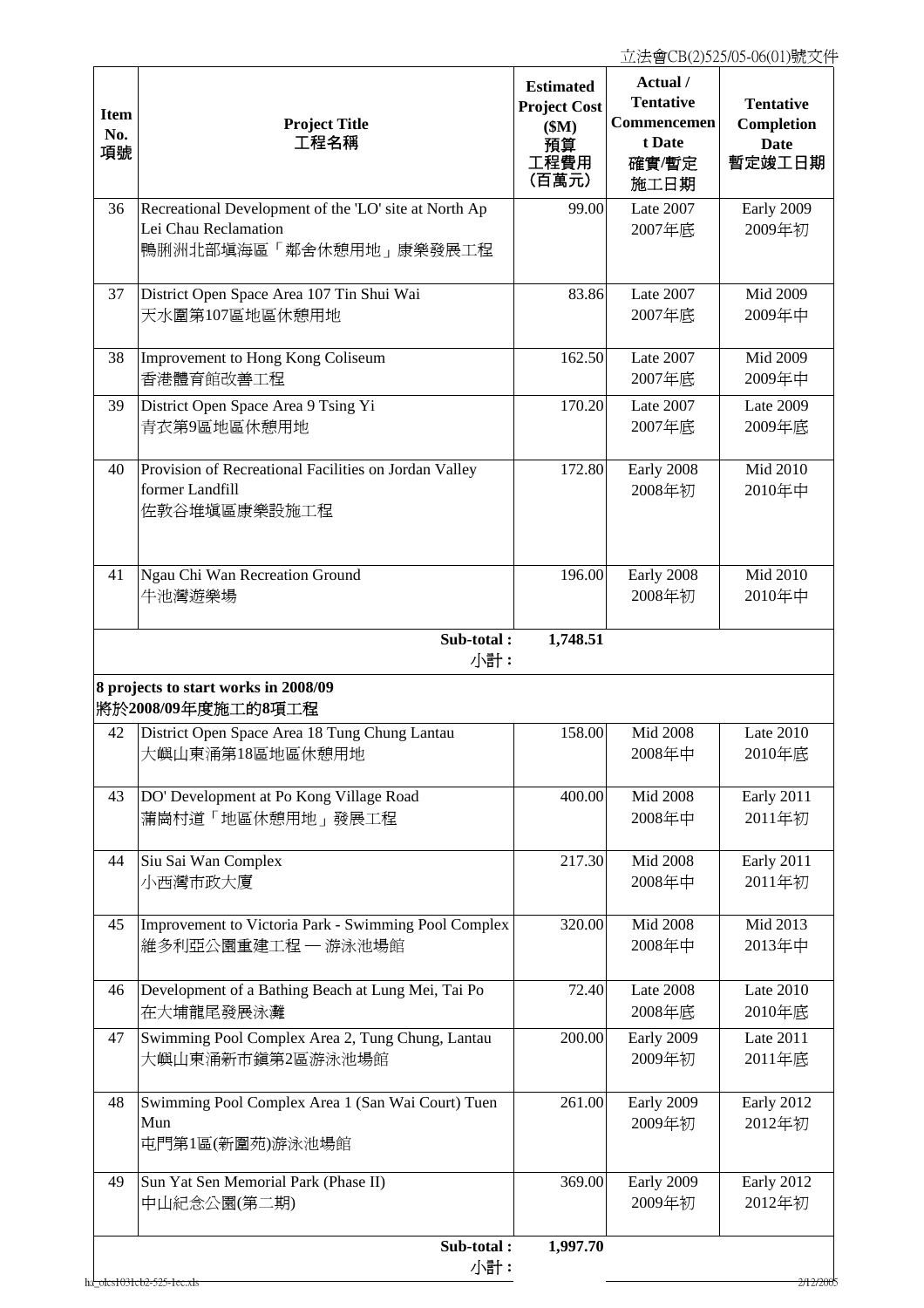| Item No. 項號 | Project Title 工程名稱 | Estimated Project Cost ($M) 預算工程費用 (百萬元) | Actual / Tentative Commencement Date 確實/暫定施工日期 | Tentative Completion Date 暫定竣工日期 |
|---|---|---|---|---|
| 36 | Recreational Development of the 'LO' site at North Ap Lei Chau Reclamation<br>鴨脷洲北部填海區「鄰舍休憩用地」康樂發展工程 | 99.00 | Late 2007<br>2007年底 | Early 2009<br>2009年初 |
| 37 | District Open Space Area 107 Tin Shui Wai<br>天水圍第107區地區休憩用地 | 83.86 | Late 2007<br>2007年底 | Mid 2009<br>2009年中 |
| 38 | Improvement to Hong Kong Coliseum<br>香港體育館改善工程 | 162.50 | Late 2007<br>2007年底 | Mid 2009<br>2009年中 |
| 39 | District Open Space Area 9 Tsing Yi<br>青衣第9區地區休憩用地 | 170.20 | Late 2007<br>2007年底 | Late 2009<br>2009年底 |
| 40 | Provision of Recreational Facilities on Jordan Valley former Landfill<br>佐敦谷堆填區康樂設施工程 | 172.80 | Early 2008<br>2008年初 | Mid 2010<br>2010年中 |
| 41 | Ngau Chi Wan Recreation Ground<br>牛池灣遊樂場 | 196.00 | Early 2008<br>2008年初 | Mid 2010<br>2010年中 |
| | **Sub-total :**<br>**小計：** | **1,748.51** | | |
| | **8 projects to start works in 2008/09**<br>**將於2008/09年度施工的8項工程** | | | |
| 42 | District Open Space Area 18 Tung Chung Lantau<br>大嶼山東涌第18區地區休憩用地 | 158.00 | Mid 2008<br>2008年中 | Late 2010<br>2010年底 |
| 43 | DO' Development at Po Kong Village Road<br>蒲崗村道「地區休憩用地」發展工程 | 400.00 | Mid 2008<br>2008年中 | Early 2011<br>2011年初 |
| 44 | Siu Sai Wan Complex<br>小西灣市政大廈 | 217.30 | Mid 2008<br>2008年中 | Early 2011<br>2011年初 |
| 45 | Improvement to Victoria Park - Swimming Pool Complex<br>維多利亞公園重建工程 — 游泳池場館 | 320.00 | Mid 2008<br>2008年中 | Mid 2013<br>2013年中 |
| 46 | Development of a Bathing Beach at Lung Mei, Tai Po<br>在大埔龍尾發展泳灘 | 72.40 | Late 2008<br>2008年底 | Late 2010<br>2010年底 |
| 47 | Swimming Pool Complex Area 2, Tung Chung, Lantau<br>大嶼山東涌新市鎮第2區游泳池場館 | 200.00 | Early 2009<br>2009年初 | Late 2011<br>2011年底 |
| 48 | Swimming Pool Complex Area 1 (San Wai Court) Tuen Mun<br>屯門第1區(新圍苑)游泳池場館 | 261.00 | Early 2009<br>2009年初 | Early 2012<br>2012年初 |
| 49 | Sun Yat Sen Memorial Park (Phase II)<br>中山紀念公園(第二期) | 369.00 | Early 2009<br>2009年初 | Early 2012<br>2012年初 |
| | **Sub-total :**<br>**小計：** | **1,997.70** | | |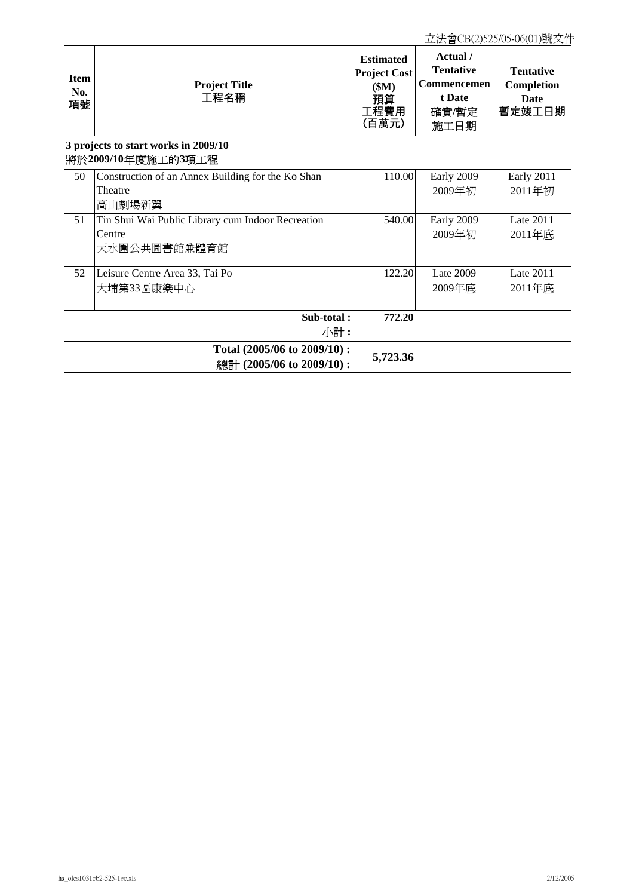| Item No. 項號 | Project Title 工程名稱 | Estimated Project Cost ($M) 預算工程費用（百萬元） | Actual / Tentative Commencement Date 確實/暫定施工日期 | Tentative Completion Date 暫定竣工日期 |
|---|---|---|---|---|
| **3 projects to start works in 2009/10 將於2009/10年度施工的3項工程** | | | | |
| 50 | Construction of an Annex Building for the Ko Shan Theatre 高山劇場新翼 | 110.00 | Early 2009 2009年初 | Early 2011 2011年初 |
| 51 | Tin Shui Wai Public Library cum Indoor Recreation Centre 天水圍公共圖書館兼體育館 | 540.00 | Early 2009 2009年初 | Late 2011 2011年底 |
| 52 | Leisure Centre Area 33, Tai Po 大埔第33區康樂中心 | 122.20 | Late 2009 2009年底 | Late 2011 2011年底 |
| | **Sub-total : 小計 :** | **772.20** | | |
| | **Total (2005/06 to 2009/10) : 總計 (2005/06 to 2009/10) :** | **5,723.36** | | |